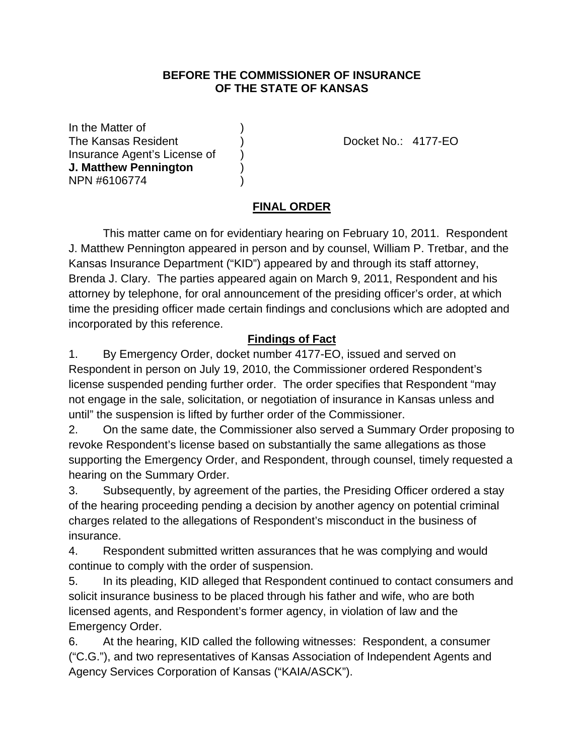**BEFORE THE COMMISSIONER OF INSURANCE OF THE STATE OF KANSAS**

In the Matter of )
The Kansas Resident ) Docket No.: 4177-EO
Insurance Agent's License of )
**J. Matthew Pennington** )
NPN #6106774 )

## FINAL ORDER

This matter came on for evidentiary hearing on February 10, 2011. Respondent J. Matthew Pennington appeared in person and by counsel, William P. Tretbar, and the Kansas Insurance Department ("KID") appeared by and through its staff attorney, Brenda J. Clary. The parties appeared again on March 9, 2011, Respondent and his attorney by telephone, for oral announcement of the presiding officer's order, at which time the presiding officer made certain findings and conclusions which are adopted and incorporated by this reference.

### Findings of Fact

1. By Emergency Order, docket number 4177-EO, issued and served on Respondent in person on July 19, 2010, the Commissioner ordered Respondent's license suspended pending further order. The order specifies that Respondent "may not engage in the sale, solicitation, or negotiation of insurance in Kansas unless and until" the suspension is lifted by further order of the Commissioner.

2. On the same date, the Commissioner also served a Summary Order proposing to revoke Respondent's license based on substantially the same allegations as those supporting the Emergency Order, and Respondent, through counsel, timely requested a hearing on the Summary Order.

3. Subsequently, by agreement of the parties, the Presiding Officer ordered a stay of the hearing proceeding pending a decision by another agency on potential criminal charges related to the allegations of Respondent's misconduct in the business of insurance.

4. Respondent submitted written assurances that he was complying and would continue to comply with the order of suspension.

5. In its pleading, KID alleged that Respondent continued to contact consumers and solicit insurance business to be placed through his father and wife, who are both licensed agents, and Respondent's former agency, in violation of law and the Emergency Order.

6. At the hearing, KID called the following witnesses: Respondent, a consumer ("C.G."), and two representatives of Kansas Association of Independent Agents and Agency Services Corporation of Kansas ("KAIA/ASCK").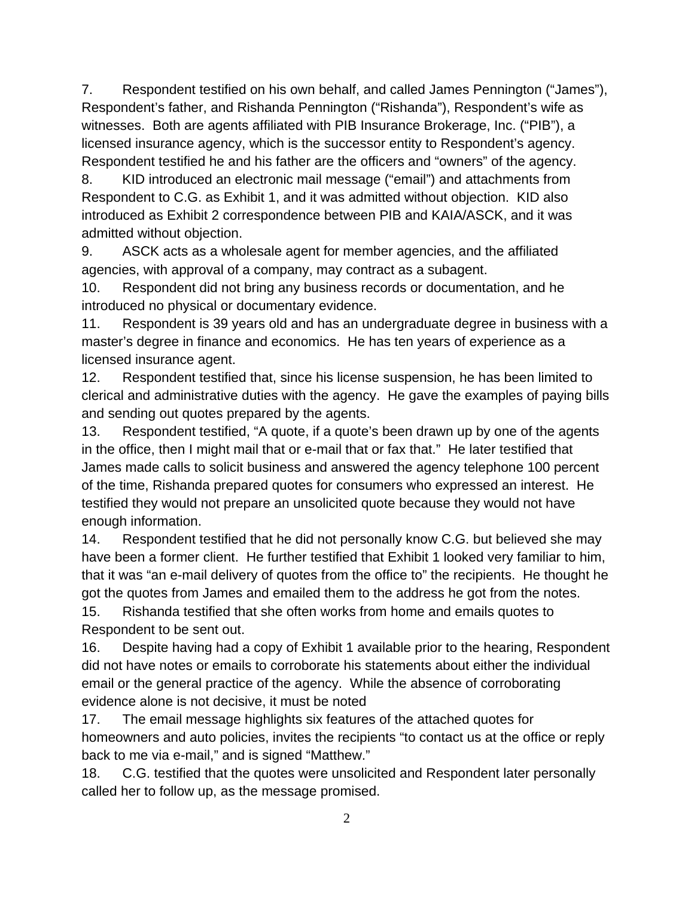7. Respondent testified on his own behalf, and called James Pennington ("James"), Respondent's father, and Rishanda Pennington ("Rishanda"), Respondent's wife as witnesses. Both are agents affiliated with PIB Insurance Brokerage, Inc. ("PIB"), a licensed insurance agency, which is the successor entity to Respondent's agency. Respondent testified he and his father are the officers and "owners" of the agency.

8. KID introduced an electronic mail message ("email") and attachments from Respondent to C.G. as Exhibit 1, and it was admitted without objection. KID also introduced as Exhibit 2 correspondence between PIB and KAIA/ASCK, and it was admitted without objection.

9. ASCK acts as a wholesale agent for member agencies, and the affiliated agencies, with approval of a company, may contract as a subagent.

10. Respondent did not bring any business records or documentation, and he introduced no physical or documentary evidence.

11. Respondent is 39 years old and has an undergraduate degree in business with a master's degree in finance and economics. He has ten years of experience as a licensed insurance agent.

12. Respondent testified that, since his license suspension, he has been limited to clerical and administrative duties with the agency. He gave the examples of paying bills and sending out quotes prepared by the agents.

13. Respondent testified, "A quote, if a quote's been drawn up by one of the agents in the office, then I might mail that or e-mail that or fax that." He later testified that James made calls to solicit business and answered the agency telephone 100 percent of the time, Rishanda prepared quotes for consumers who expressed an interest. He testified they would not prepare an unsolicited quote because they would not have enough information.

14. Respondent testified that he did not personally know C.G. but believed she may have been a former client. He further testified that Exhibit 1 looked very familiar to him, that it was "an e-mail delivery of quotes from the office to" the recipients. He thought he got the quotes from James and emailed them to the address he got from the notes.

15. Rishanda testified that she often works from home and emails quotes to Respondent to be sent out.

16. Despite having had a copy of Exhibit 1 available prior to the hearing, Respondent did not have notes or emails to corroborate his statements about either the individual email or the general practice of the agency. While the absence of corroborating evidence alone is not decisive, it must be noted

17. The email message highlights six features of the attached quotes for homeowners and auto policies, invites the recipients "to contact us at the office or reply back to me via e-mail," and is signed "Matthew."

18. C.G. testified that the quotes were unsolicited and Respondent later personally called her to follow up, as the message promised.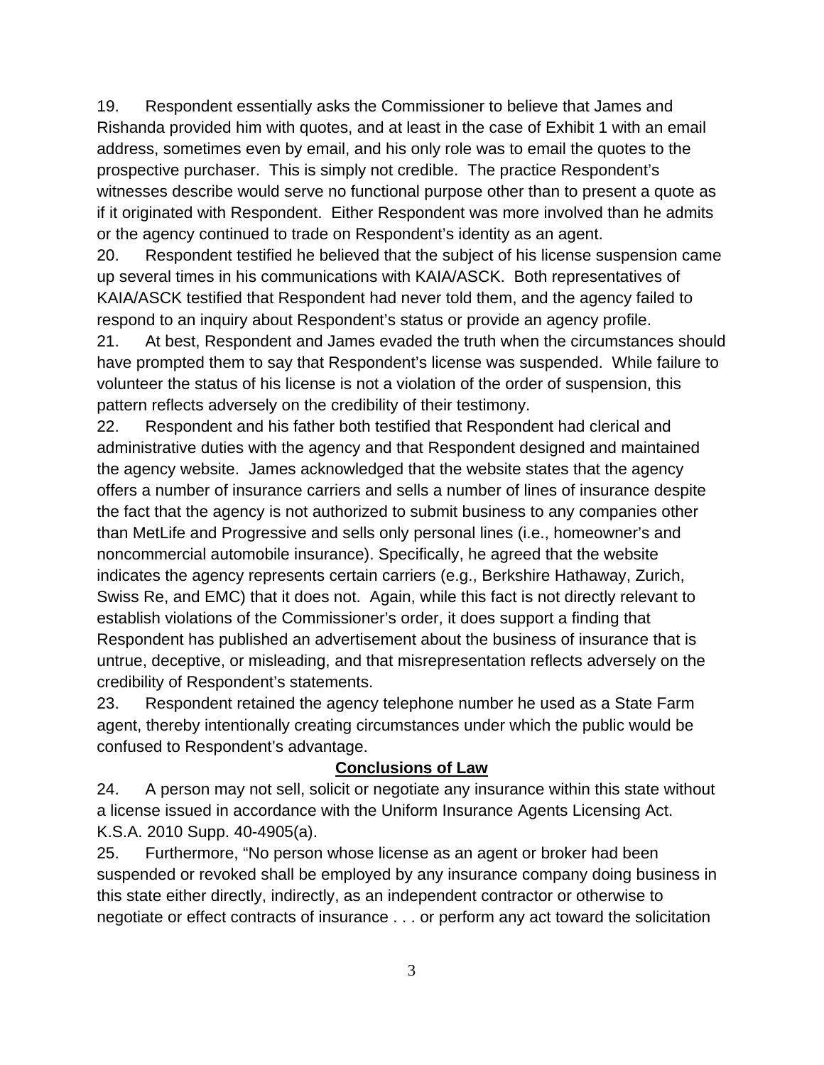19. Respondent essentially asks the Commissioner to believe that James and Rishanda provided him with quotes, and at least in the case of Exhibit 1 with an email address, sometimes even by email, and his only role was to email the quotes to the prospective purchaser. This is simply not credible. The practice Respondent's witnesses describe would serve no functional purpose other than to present a quote as if it originated with Respondent. Either Respondent was more involved than he admits or the agency continued to trade on Respondent's identity as an agent.

20. Respondent testified he believed that the subject of his license suspension came up several times in his communications with KAIA/ASCK. Both representatives of KAIA/ASCK testified that Respondent had never told them, and the agency failed to respond to an inquiry about Respondent's status or provide an agency profile.

21. At best, Respondent and James evaded the truth when the circumstances should have prompted them to say that Respondent's license was suspended. While failure to volunteer the status of his license is not a violation of the order of suspension, this pattern reflects adversely on the credibility of their testimony.

22. Respondent and his father both testified that Respondent had clerical and administrative duties with the agency and that Respondent designed and maintained the agency website. James acknowledged that the website states that the agency offers a number of insurance carriers and sells a number of lines of insurance despite the fact that the agency is not authorized to submit business to any companies other than MetLife and Progressive and sells only personal lines (i.e., homeowner's and noncommercial automobile insurance). Specifically, he agreed that the website indicates the agency represents certain carriers (e.g., Berkshire Hathaway, Zurich, Swiss Re, and EMC) that it does not. Again, while this fact is not directly relevant to establish violations of the Commissioner's order, it does support a finding that Respondent has published an advertisement about the business of insurance that is untrue, deceptive, or misleading, and that misrepresentation reflects adversely on the credibility of Respondent's statements.

23. Respondent retained the agency telephone number he used as a State Farm agent, thereby intentionally creating circumstances under which the public would be confused to Respondent's advantage.

## Conclusions of Law

24. A person may not sell, solicit or negotiate any insurance within this state without a license issued in accordance with the Uniform Insurance Agents Licensing Act. K.S.A. 2010 Supp. 40-4905(a).

25. Furthermore, "No person whose license as an agent or broker had been suspended or revoked shall be employed by any insurance company doing business in this state either directly, indirectly, as an independent contractor or otherwise to negotiate or effect contracts of insurance . . . or perform any act toward the solicitation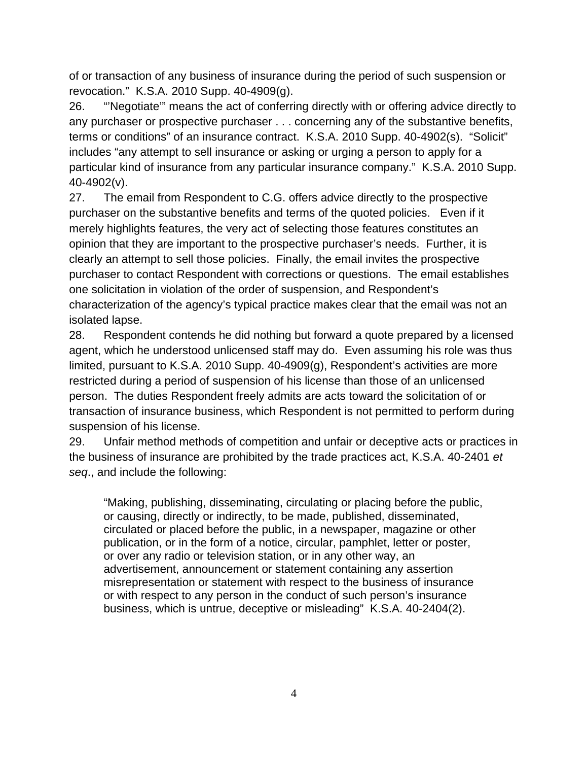of or transaction of any business of insurance during the period of such suspension or revocation." K.S.A. 2010 Supp. 40-4909(g).

26. "'Negotiate'" means the act of conferring directly with or offering advice directly to any purchaser or prospective purchaser . . . concerning any of the substantive benefits, terms or conditions" of an insurance contract. K.S.A. 2010 Supp. 40-4902(s). "Solicit" includes "any attempt to sell insurance or asking or urging a person to apply for a particular kind of insurance from any particular insurance company." K.S.A. 2010 Supp. 40-4902(v).

27. The email from Respondent to C.G. offers advice directly to the prospective purchaser on the substantive benefits and terms of the quoted policies. Even if it merely highlights features, the very act of selecting those features constitutes an opinion that they are important to the prospective purchaser's needs. Further, it is clearly an attempt to sell those policies. Finally, the email invites the prospective purchaser to contact Respondent with corrections or questions. The email establishes one solicitation in violation of the order of suspension, and Respondent's characterization of the agency's typical practice makes clear that the email was not an isolated lapse.

28. Respondent contends he did nothing but forward a quote prepared by a licensed agent, which he understood unlicensed staff may do. Even assuming his role was thus limited, pursuant to K.S.A. 2010 Supp. 40-4909(g), Respondent's activities are more restricted during a period of suspension of his license than those of an unlicensed person. The duties Respondent freely admits are acts toward the solicitation of or transaction of insurance business, which Respondent is not permitted to perform during suspension of his license.

29. Unfair method methods of competition and unfair or deceptive acts or practices in the business of insurance are prohibited by the trade practices act, K.S.A. 40-2401 *et seq*., and include the following:

> "Making, publishing, disseminating, circulating or placing before the public, or causing, directly or indirectly, to be made, published, disseminated, circulated or placed before the public, in a newspaper, magazine or other publication, or in the form of a notice, circular, pamphlet, letter or poster, or over any radio or television station, or in any other way, an advertisement, announcement or statement containing any assertion misrepresentation or statement with respect to the business of insurance or with respect to any person in the conduct of such person's insurance business, which is untrue, deceptive or misleading" K.S.A. 40-2404(2).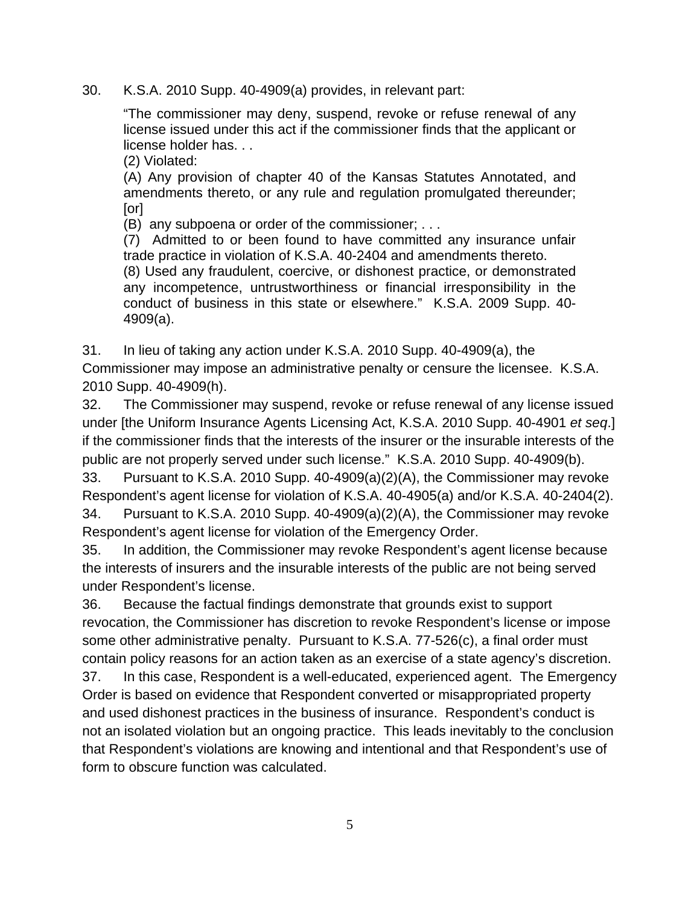30. K.S.A. 2010 Supp. 40-4909(a) provides, in relevant part:

> "The commissioner may deny, suspend, revoke or refuse renewal of any license issued under this act if the commissioner finds that the applicant or license holder has. . .
> (2) Violated:
> (A) Any provision of chapter 40 of the Kansas Statutes Annotated, and amendments thereto, or any rule and regulation promulgated thereunder; [or]
> (B) any subpoena or order of the commissioner; . . .
> (7) Admitted to or been found to have committed any insurance unfair trade practice in violation of K.S.A. 40-2404 and amendments thereto.
> (8) Used any fraudulent, coercive, or dishonest practice, or demonstrated any incompetence, untrustworthiness or financial irresponsibility in the conduct of business in this state or elsewhere." K.S.A. 2009 Supp. 40-4909(a).

31. In lieu of taking any action under K.S.A. 2010 Supp. 40-4909(a), the Commissioner may impose an administrative penalty or censure the licensee. K.S.A. 2010 Supp. 40-4909(h).

32. The Commissioner may suspend, revoke or refuse renewal of any license issued under [the Uniform Insurance Agents Licensing Act, K.S.A. 2010 Supp. 40-4901 *et seq*.] if the commissioner finds that the interests of the insurer or the insurable interests of the public are not properly served under such license." K.S.A. 2010 Supp. 40-4909(b).

33. Pursuant to K.S.A. 2010 Supp. 40-4909(a)(2)(A), the Commissioner may revoke Respondent's agent license for violation of K.S.A. 40-4905(a) and/or K.S.A. 40-2404(2).

34. Pursuant to K.S.A. 2010 Supp. 40-4909(a)(2)(A), the Commissioner may revoke Respondent's agent license for violation of the Emergency Order.

35. In addition, the Commissioner may revoke Respondent's agent license because the interests of insurers and the insurable interests of the public are not being served under Respondent's license.

36. Because the factual findings demonstrate that grounds exist to support revocation, the Commissioner has discretion to revoke Respondent's license or impose some other administrative penalty. Pursuant to K.S.A. 77-526(c), a final order must contain policy reasons for an action taken as an exercise of a state agency's discretion.

37. In this case, Respondent is a well-educated, experienced agent. The Emergency Order is based on evidence that Respondent converted or misappropriated property and used dishonest practices in the business of insurance. Respondent's conduct is not an isolated violation but an ongoing practice. This leads inevitably to the conclusion that Respondent's violations are knowing and intentional and that Respondent's use of form to obscure function was calculated.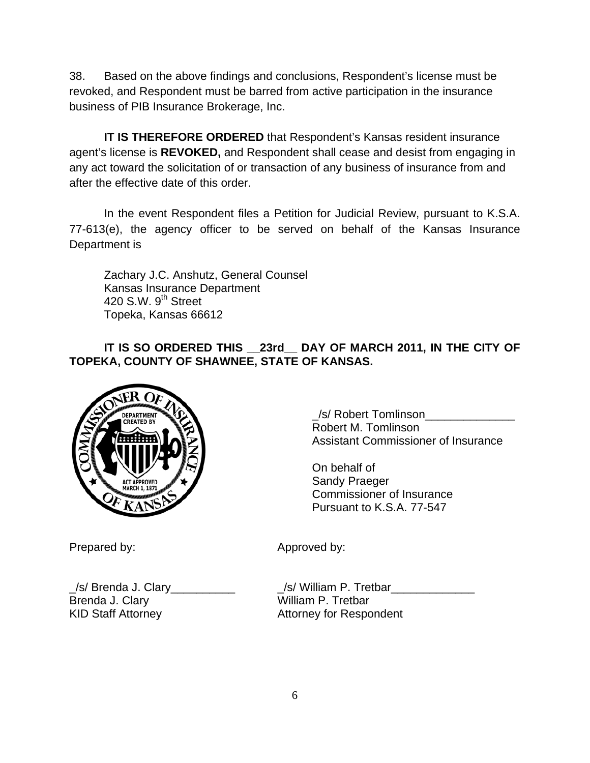38. Based on the above findings and conclusions, Respondent's license must be revoked, and Respondent must be barred from active participation in the insurance business of PIB Insurance Brokerage, Inc.

**IT IS THEREFORE ORDERED** that Respondent's Kansas resident insurance agent's license is **REVOKED,** and Respondent shall cease and desist from engaging in any act toward the solicitation of or transaction of any business of insurance from and after the effective date of this order.

In the event Respondent files a Petition for Judicial Review, pursuant to K.S.A. 77-613(e), the agency officer to be served on behalf of the Kansas Insurance Department is

Zachary J.C. Anshutz, General Counsel
Kansas Insurance Department
420 S.W. 9th Street
Topeka, Kansas 66612

**IT IS SO ORDERED THIS __23rd__ DAY OF MARCH 2011, IN THE CITY OF TOPEKA, COUNTY OF SHAWNEE, STATE OF KANSAS.**

_/s/ Robert Tomlinson______________
Robert M. Tomlinson
Assistant Commissioner of Insurance

On behalf of
Sandy Praeger
Commissioner of Insurance
Pursuant to K.S.A. 77-547

Prepared by:

_/s/ Brenda J. Clary__________
Brenda J. Clary
KID Staff Attorney

Approved by:

_/s/ William P. Tretbar_____________
William P. Tretbar
Attorney for Respondent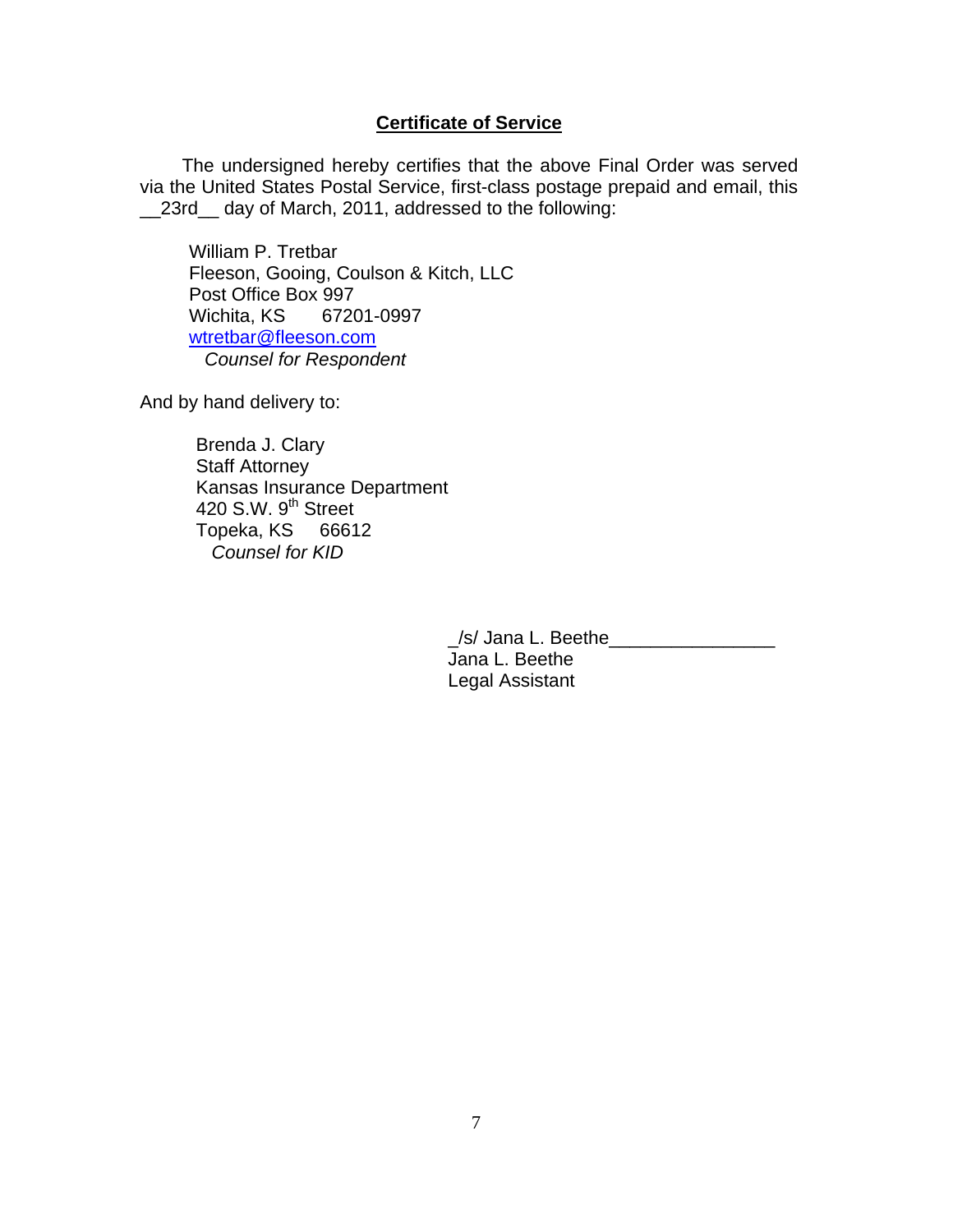## **Certificate of Service**

The undersigned hereby certifies that the above Final Order was served via the United States Postal Service, first-class postage prepaid and email, this __23rd__ day of March, 2011, addressed to the following:

William P. Tretbar  
Fleeson, Gooing, Coulson & Kitch, LLC  
Post Office Box 997  
Wichita, KS 67201-0997  
wtretbar@fleeson.com  
*Counsel for Respondent*

And by hand delivery to:

Brenda J. Clary  
Staff Attorney  
Kansas Insurance Department  
420 S.W. 9th Street  
Topeka, KS 66612  
*Counsel for KID*

_/s/ Jana L. Beethe________________  
Jana L. Beethe  
Legal Assistant